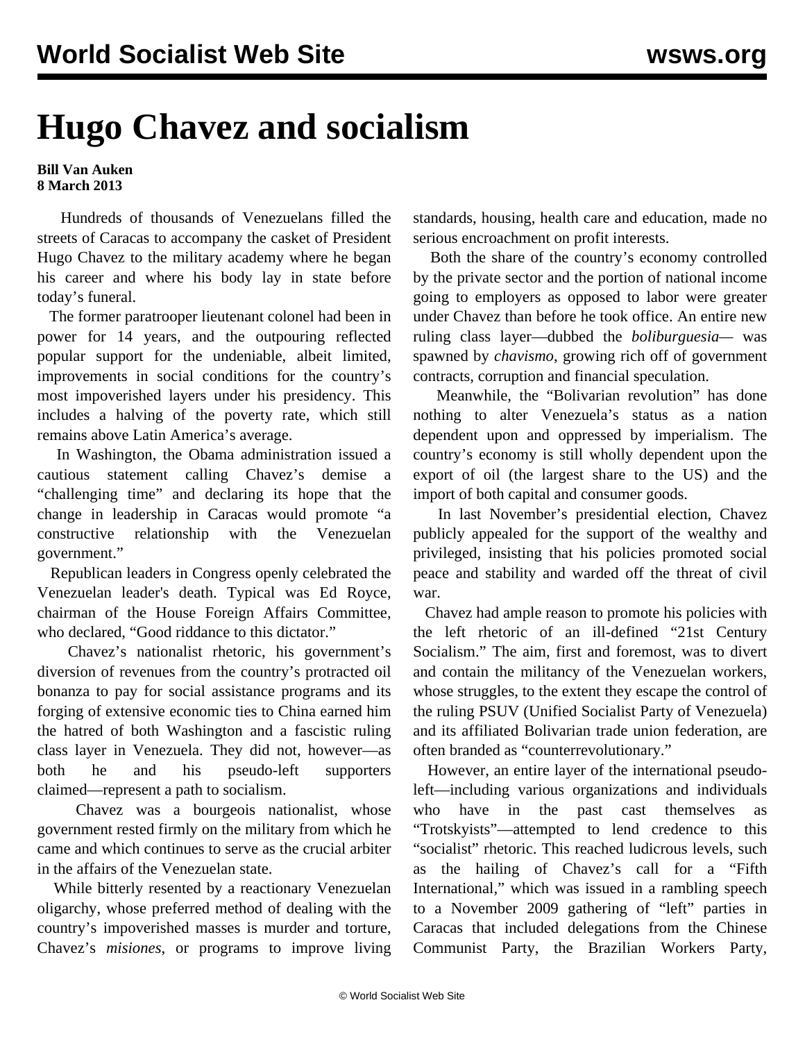# Hugo Chavez and socialism

**Bill Van Auken**
**8 March 2013**

Hundreds of thousands of Venezuelans filled the streets of Caracas to accompany the casket of President Hugo Chavez to the military academy where he began his career and where his body lay in state before today's funeral.

The former paratrooper lieutenant colonel had been in power for 14 years, and the outpouring reflected popular support for the undeniable, albeit limited, improvements in social conditions for the country's most impoverished layers under his presidency. This includes a halving of the poverty rate, which still remains above Latin America's average.

In Washington, the Obama administration issued a cautious statement calling Chavez's demise a "challenging time" and declaring its hope that the change in leadership in Caracas would promote "a constructive relationship with the Venezuelan government."

Republican leaders in Congress openly celebrated the Venezuelan leader's death. Typical was Ed Royce, chairman of the House Foreign Affairs Committee, who declared, "Good riddance to this dictator."

Chavez's nationalist rhetoric, his government's diversion of revenues from the country's protracted oil bonanza to pay for social assistance programs and its forging of extensive economic ties to China earned him the hatred of both Washington and a fascistic ruling class layer in Venezuela. They did not, however—as both he and his pseudo-left supporters claimed—represent a path to socialism.

Chavez was a bourgeois nationalist, whose government rested firmly on the military from which he came and which continues to serve as the crucial arbiter in the affairs of the Venezuelan state.

While bitterly resented by a reactionary Venezuelan oligarchy, whose preferred method of dealing with the country's impoverished masses is murder and torture, Chavez's *misiones*, or programs to improve living standards, housing, health care and education, made no serious encroachment on profit interests.

Both the share of the country's economy controlled by the private sector and the portion of national income going to employers as opposed to labor were greater under Chavez than before he took office. An entire new ruling class layer—dubbed the *boliburguesia*— was spawned by *chavismo*, growing rich off of government contracts, corruption and financial speculation.

Meanwhile, the "Bolivarian revolution" has done nothing to alter Venezuela's status as a nation dependent upon and oppressed by imperialism. The country's economy is still wholly dependent upon the export of oil (the largest share to the US) and the import of both capital and consumer goods.

In last November's presidential election, Chavez publicly appealed for the support of the wealthy and privileged, insisting that his policies promoted social peace and stability and warded off the threat of civil war.

Chavez had ample reason to promote his policies with the left rhetoric of an ill-defined "21st Century Socialism." The aim, first and foremost, was to divert and contain the militancy of the Venezuelan workers, whose struggles, to the extent they escape the control of the ruling PSUV (Unified Socialist Party of Venezuela) and its affiliated Bolivarian trade union federation, are often branded as "counterrevolutionary."

However, an entire layer of the international pseudo-left—including various organizations and individuals who have in the past cast themselves as "Trotskyists"—attempted to lend credence to this "socialist" rhetoric. This reached ludicrous levels, such as the hailing of Chavez's call for a "Fifth International," which was issued in a rambling speech to a November 2009 gathering of "left" parties in Caracas that included delegations from the Chinese Communist Party, the Brazilian Workers Party,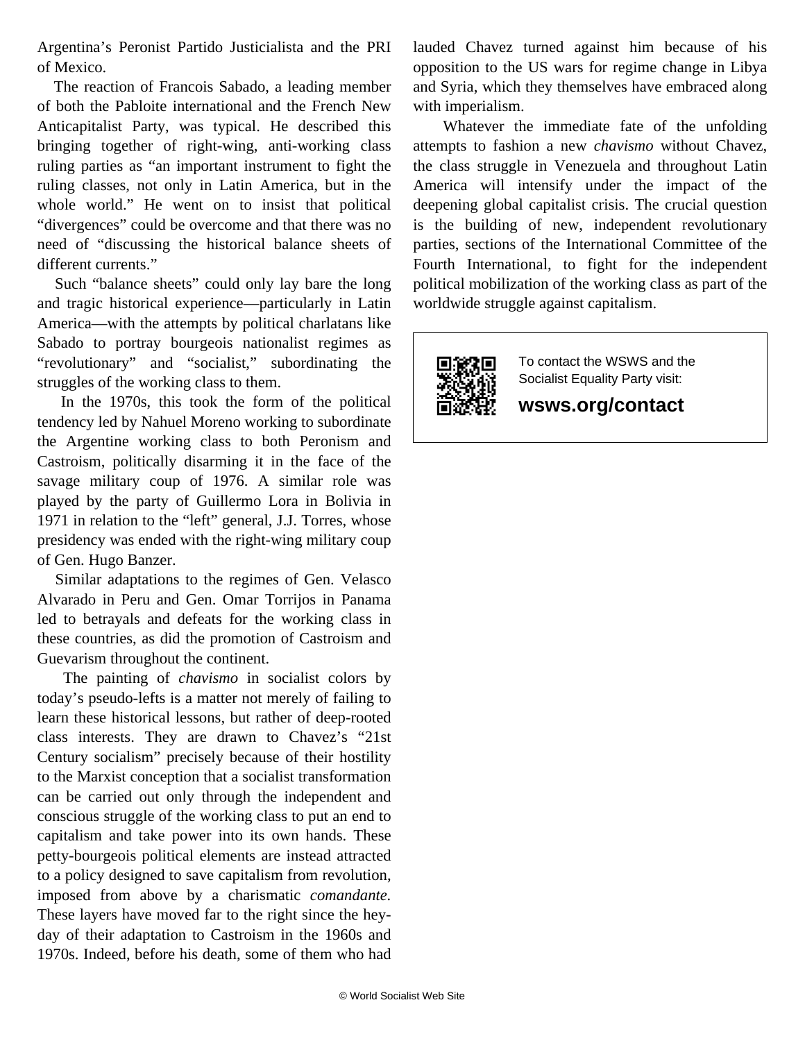Argentina's Peronist Partido Justicialista and the PRI of Mexico.

The reaction of Francois Sabado, a leading member of both the Pabloite international and the French New Anticapitalist Party, was typical. He described this bringing together of right-wing, anti-working class ruling parties as "an important instrument to fight the ruling classes, not only in Latin America, but in the whole world." He went on to insist that political "divergences" could be overcome and that there was no need of "discussing the historical balance sheets of different currents."

Such "balance sheets" could only lay bare the long and tragic historical experience—particularly in Latin America—with the attempts by political charlatans like Sabado to portray bourgeois nationalist regimes as "revolutionary" and "socialist," subordinating the struggles of the working class to them.

In the 1970s, this took the form of the political tendency led by Nahuel Moreno working to subordinate the Argentine working class to both Peronism and Castroism, politically disarming it in the face of the savage military coup of 1976. A similar role was played by the party of Guillermo Lora in Bolivia in 1971 in relation to the "left" general, J.J. Torres, whose presidency was ended with the right-wing military coup of Gen. Hugo Banzer.

Similar adaptations to the regimes of Gen. Velasco Alvarado in Peru and Gen. Omar Torrijos in Panama led to betrayals and defeats for the working class in these countries, as did the promotion of Castroism and Guevarism throughout the continent.

The painting of *chavismo* in socialist colors by today's pseudo-lefts is a matter not merely of failing to learn these historical lessons, but rather of deep-rooted class interests. They are drawn to Chavez's "21st Century socialism" precisely because of their hostility to the Marxist conception that a socialist transformation can be carried out only through the independent and conscious struggle of the working class to put an end to capitalism and take power into its own hands. These petty-bourgeois political elements are instead attracted to a policy designed to save capitalism from revolution, imposed from above by a charismatic *comandante.* These layers have moved far to the right since the heyday of their adaptation to Castroism in the 1960s and 1970s. Indeed, before his death, some of them who had lauded Chavez turned against him because of his opposition to the US wars for regime change in Libya and Syria, which they themselves have embraced along with imperialism.

Whatever the immediate fate of the unfolding attempts to fashion a new *chavismo* without Chavez, the class struggle in Venezuela and throughout Latin America will intensify under the impact of the deepening global capitalist crisis. The crucial question is the building of new, independent revolutionary parties, sections of the International Committee of the Fourth International, to fight for the independent political mobilization of the working class as part of the worldwide struggle against capitalism.

To contact the WSWS and the Socialist Equality Party visit:

**wsws.org/contact**